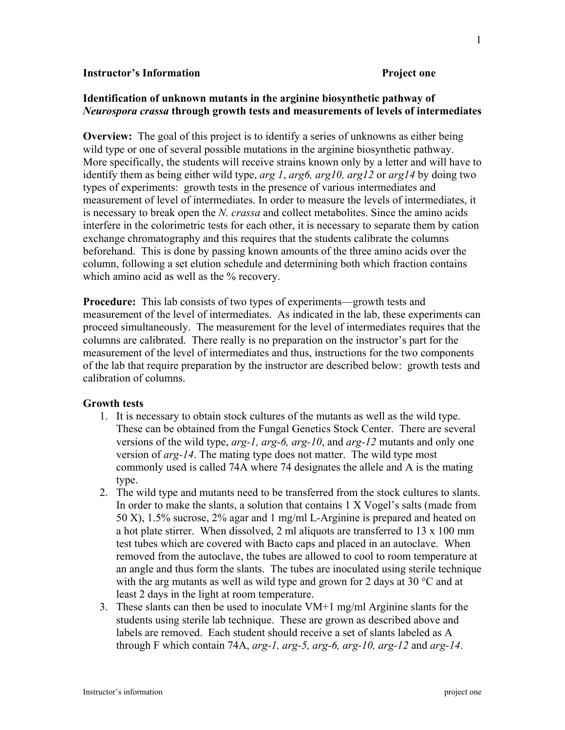**Instructor's Information** **Project one**

**Identification of unknown mutants in the arginine biosynthetic pathway of *Neurospora crassa* through growth tests and measurements of levels of intermediates**

**Overview:** The goal of this project is to identify a series of unknowns as either being wild type or one of several possible mutations in the arginine biosynthetic pathway. More specifically, the students will receive strains known only by a letter and will have to identify them as being either wild type, *arg 1*, *arg6, arg10, arg12* or *arg14* by doing two types of experiments: growth tests in the presence of various intermediates and measurement of level of intermediates. In order to measure the levels of intermediates, it is necessary to break open the *N. crassa* and collect metabolites. Since the amino acids interfere in the colorimetric tests for each other, it is necessary to separate them by cation exchange chromatography and this requires that the students calibrate the columns beforehand. This is done by passing known amounts of the three amino acids over the column, following a set elution schedule and determining both which fraction contains which amino acid as well as the % recovery.

**Procedure:** This lab consists of two types of experiments—growth tests and measurement of the level of intermediates. As indicated in the lab, these experiments can proceed simultaneously. The measurement for the level of intermediates requires that the columns are calibrated. There really is no preparation on the instructor's part for the measurement of the level of intermediates and thus, instructions for the two components of the lab that require preparation by the instructor are described below: growth tests and calibration of columns.

**Growth tests**

1. It is necessary to obtain stock cultures of the mutants as well as the wild type. These can be obtained from the Fungal Genetics Stock Center. There are several versions of the wild type, *arg-1, arg-6, arg-10*, and *arg-12* mutants and only one version of *arg-14*. The mating type does not matter. The wild type most commonly used is called 74A where 74 designates the allele and A is the mating type.
2. The wild type and mutants need to be transferred from the stock cultures to slants. In order to make the slants, a solution that contains 1 X Vogel's salts (made from 50 X), 1.5% sucrose, 2% agar and 1 mg/ml L-Arginine is prepared and heated on a hot plate stirrer. When dissolved, 2 ml aliquots are transferred to 13 x 100 mm test tubes which are covered with Bacto caps and placed in an autoclave. When removed from the autoclave, the tubes are allowed to cool to room temperature at an angle and thus form the slants. The tubes are inoculated using sterile technique with the arg mutants as well as wild type and grown for 2 days at 30 °C and at least 2 days in the light at room temperature.
3. These slants can then be used to inoculate VM+1 mg/ml Arginine slants for the students using sterile lab technique. These are grown as described above and labels are removed. Each student should receive a set of slants labeled as A through F which contain 74A, *arg-1, arg-5, arg-6, arg-10, arg-12* and *arg-14*.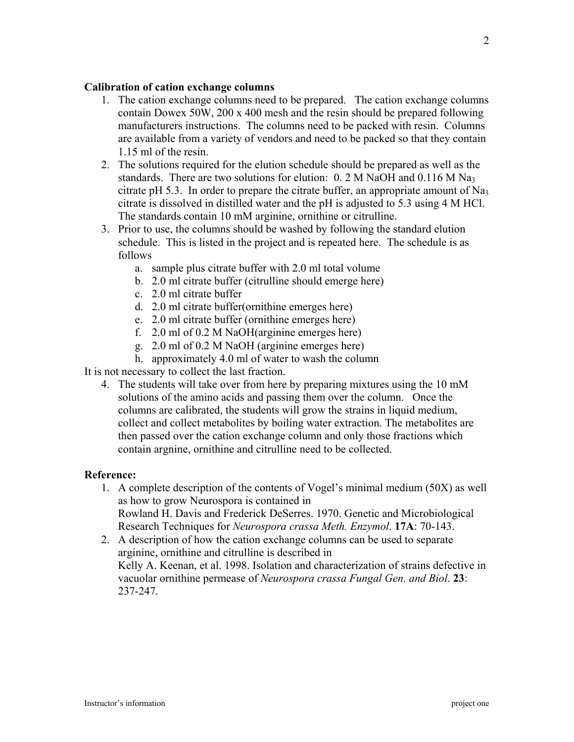**Calibration of cation exchange columns**

1. The cation exchange columns need to be prepared. The cation exchange columns contain Dowex 50W, 200 x 400 mesh and the resin should be prepared following manufacturers instructions. The columns need to be packed with resin. Columns are available from a variety of vendors and need to be packed so that they contain 1.15 ml of the resin.
2. The solutions required for the elution schedule should be prepared as well as the standards. There are two solutions for elution: 0. 2 M NaOH and 0.116 M $Na_3$ citrate pH 5.3. In order to prepare the citrate buffer, an appropriate amount of $Na_3$ citrate is dissolved in distilled water and the pH is adjusted to 5.3 using 4 M HCl. The standards contain 10 mM arginine, ornithine or citrulline.
3. Prior to use, the columns should be washed by following the standard elution schedule. This is listed in the project and is repeated here. The schedule is as follows
    a. sample plus citrate buffer with 2.0 ml total volume
    b. 2.0 ml citrate buffer (citrulline should emerge here)
    c. 2.0 ml citrate buffer
    d. 2.0 ml citrate buffer(ornithine emerges here)
    e. 2.0 ml citrate buffer (ornithine emerges here)
    f. 2.0 ml of 0.2 M NaOH(arginine emerges here)
    g. 2.0 ml of 0.2 M NaOH (arginine emerges here)
    h. approximately 4.0 ml of water to wash the column

It is not necessary to collect the last fraction.

4. The students will take over from here by preparing mixtures using the 10 mM solutions of the amino acids and passing them over the column. Once the columns are calibrated, the students will grow the strains in liquid medium, collect and collect metabolites by boiling water extraction. The metabolites are then passed over the cation exchange column and only those fractions which contain argnine, ornithine and citrulline need to be collected.

**Reference:**

1. A complete description of the contents of Vogel's minimal medium (50X) as well as how to grow Neurospora is contained in
   Rowland H. Davis and Frederick DeSerres. 1970. Genetic and Microbiological Research Techniques for *Neurospora crassa Meth. Enzymol*. **17A**: 70-143.
2. A description of how the cation exchange columns can be used to separate arginine, ornithine and citrulline is described in
   Kelly A. Keenan, et al. 1998. Isolation and characterization of strains defective in vacuolar ornithine permease of *Neurospora crassa Fungal Gen. and Biol*. **23**: 237-247.